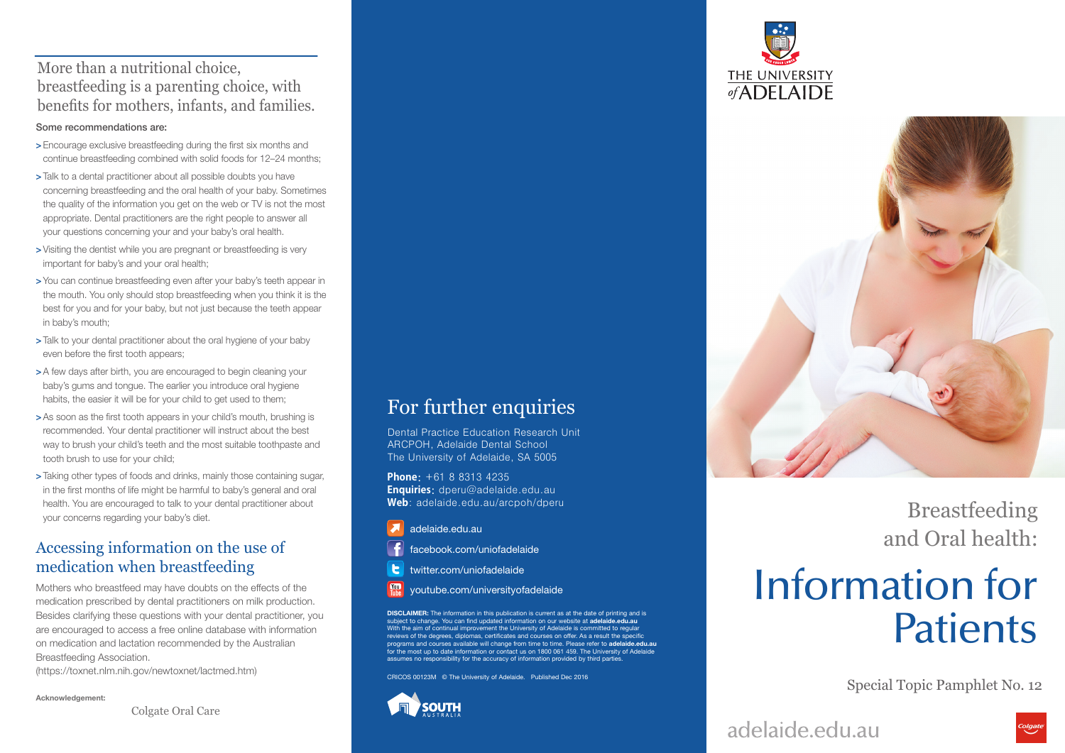More than a nutritional choice, breastfeeding is a parenting choice, with benefits for mothers, infants, and families.

**Some recommendations are:**

- > Encourage exclusive breastfeeding during the first six months and continue breastfeeding combined with solid foods for 12–24 months;
- > Talk to a dental practitioner about all possible doubts you have concerning breastfeeding and the oral health of your baby. Sometimes the quality of the information you get on the web or TV is not the most appropriate. Dental practitioners are the right people to answer all your questions concerning your and your baby's oral health.
- > Visiting the dentist while you are pregnant or breastfeeding is very important for baby's and your oral health;
- > You can continue breastfeeding even after your baby's teeth appear in the mouth. You only should stop breastfeeding when you think it is the best for you and for your baby, but not just because the teeth appear in baby's mouth;
- > Talk to your dental practitioner about the oral hygiene of your baby even before the first tooth appears;
- > A few days after birth, you are encouraged to begin cleaning your baby's gums and tongue. The earlier you introduce oral hygiene habits, the easier it will be for your child to get used to them;
- > As soon as the first tooth appears in your child's mouth, brushing is recommended. Your dental practitioner will instruct about the best way to brush your child's teeth and the most suitable toothpaste and tooth brush to use for your child;
- > Taking other types of foods and drinks, mainly those containing sugar, in the first months of life might be harmful to baby's general and oral health. You are encouraged to talk to your dental practitioner about your concerns regarding your baby's diet.

## Accessing information on the use of medication when breastfeeding

Mothers who breastfeed may have doubts on the effects of the medication prescribed by dental practitioners on milk production. Besides clarifying these questions with your dental practitioner, you are encouraged to access a free online database with information on medication and lactation recommended by the Australian Breastfeeding Association.
(https://toxnet.nlm.nih.gov/newtoxnet/lactmed.htm)

**Acknowledgement:**

Colgate Oral Care

## For further enquiries

Dental Practice Education Research Unit
ARCPOH, Adelaide Dental School
The University of Adelaide, SA 5005

**Phone**: +61 8 8313 4235
**Enquiries**: dperu@adelaide.edu.au
**Web**: adelaide.edu.au/arcpoh/dperu

adelaide.edu.au
facebook.com/uniofadelaide
twitter.com/uniofadelaide
youtube.com/universityofadelaide

**DISCLAIMER:** The information in this publication is current as at the date of printing and is subject to change. You can find updated information on our website at **adelaide.edu.au** With the aim of continual improvement the University of Adelaide is committed to regular reviews of the degrees, diplomas, certificates and courses on offer. As a result the specific programs and courses available will change from time to time. Please refer to **adelaide.edu.au** for the most up to date information or contact us on 1800 061 459. The University of Adelaide assumes no responsibility for the accuracy of information provided by third parties.

CRICOS 00123M © The University of Adelaide. Published Dec 2016

SOUTH AUSTRALIA

THE UNIVERSITY of ADELAIDE

# Breastfeeding and Oral health: Information for Patients

Special Topic Pamphlet No. 12

adelaide.edu.au

Colgate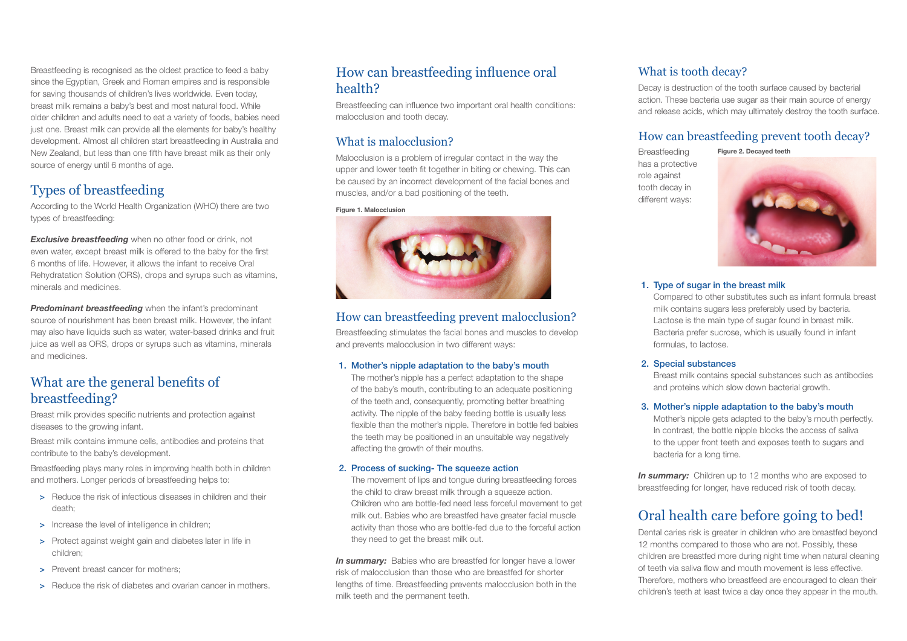Breastfeeding is recognised as the oldest practice to feed a baby since the Egyptian, Greek and Roman empires and is responsible for saving thousands of children's lives worldwide. Even today, breast milk remains a baby's best and most natural food. While older children and adults need to eat a variety of foods, babies need just one. Breast milk can provide all the elements for baby's healthy development. Almost all children start breastfeeding in Australia and New Zealand, but less than one fifth have breast milk as their only source of energy until 6 months of age.

## Types of breastfeeding

According to the World Health Organization (WHO) there are two types of breastfeeding:

***Exclusive breastfeeding*** when no other food or drink, not even water, except breast milk is offered to the baby for the first 6 months of life. However, it allows the infant to receive Oral Rehydratation Solution (ORS), drops and syrups such as vitamins, minerals and medicines.

***Predominant breastfeeding*** when the infant's predominant source of nourishment has been breast milk. However, the infant may also have liquids such as water, water-based drinks and fruit juice as well as ORS, drops or syrups such as vitamins, minerals and medicines.

## What are the general benefits of breastfeeding?

Breast milk provides specific nutrients and protection against diseases to the growing infant.

Breast milk contains immune cells, antibodies and proteins that contribute to the baby's development.

Breastfeeding plays many roles in improving health both in children and mothers. Longer periods of breastfeeding helps to:

- Reduce the risk of infectious diseases in children and their death;
- Increase the level of intelligence in children;
- Protect against weight gain and diabetes later in life in children;
- Prevent breast cancer for mothers;
- Reduce the risk of diabetes and ovarian cancer in mothers.

## How can breastfeeding influence oral health?

Breastfeeding can influence two important oral health conditions: malocclusion and tooth decay.

### What is malocclusion?

Malocclusion is a problem of irregular contact in the way the upper and lower teeth fit together in biting or chewing. This can be caused by an incorrect development of the facial bones and muscles, and/or a bad positioning of the teeth.

**Figure 1. Malocclusion**

### How can breastfeeding prevent malocclusion?

Breastfeeding stimulates the facial bones and muscles to develop and prevents malocclusion in two different ways:

1. **Mother's nipple adaptation to the baby's mouth**
   The mother's nipple has a perfect adaptation to the shape of the baby's mouth, contributing to an adequate positioning of the teeth and, consequently, promoting better breathing activity. The nipple of the baby feeding bottle is usually less flexible than the mother's nipple. Therefore in bottle fed babies the teeth may be positioned in an unsuitable way negatively affecting the growth of their mouths.

2. **Process of sucking- The squeeze action**
   The movement of lips and tongue during breastfeeding forces the child to draw breast milk through a squeeze action. Children who are bottle-fed need less forceful movement to get milk out. Babies who are breastfed have greater facial muscle activity than those who are bottle-fed due to the forceful action they need to get the breast milk out.

***In summary:*** Babies who are breastfed for longer have a lower risk of malocclusion than those who are breastfed for shorter lengths of time. Breastfeeding prevents malocclusion both in the milk teeth and the permanent teeth.

### What is tooth decay?

Decay is destruction of the tooth surface caused by bacterial action. These bacteria use sugar as their main source of energy and release acids, which may ultimately destroy the tooth surface.

### How can breastfeeding prevent tooth decay?

Breastfeeding has a protective role against tooth decay in different ways:

**Figure 2. Decayed teeth**

1. **Type of sugar in the breast milk**
   Compared to other substitutes such as infant formula breast milk contains sugars less preferably used by bacteria. Lactose is the main type of sugar found in breast milk. Bacteria prefer sucrose, which is usually found in infant formulas, to lactose.

2. **Special substances**
   Breast milk contains special substances such as antibodies and proteins which slow down bacterial growth.

3. **Mother's nipple adaptation to the baby's mouth**
   Mother's nipple gets adapted to the baby's mouth perfectly. In contrast, the bottle nipple blocks the access of saliva to the upper front teeth and exposes teeth to sugars and bacteria for a long time.

***In summary:*** Children up to 12 months who are exposed to breastfeeding for longer, have reduced risk of tooth decay.

## Oral health care before going to bed!

Dental caries risk is greater in children who are breastfed beyond 12 months compared to those who are not. Possibly, these children are breastfed more during night time when natural cleaning of teeth via saliva flow and mouth movement is less effective. Therefore, mothers who breastfeed are encouraged to clean their children's teeth at least twice a day once they appear in the mouth.